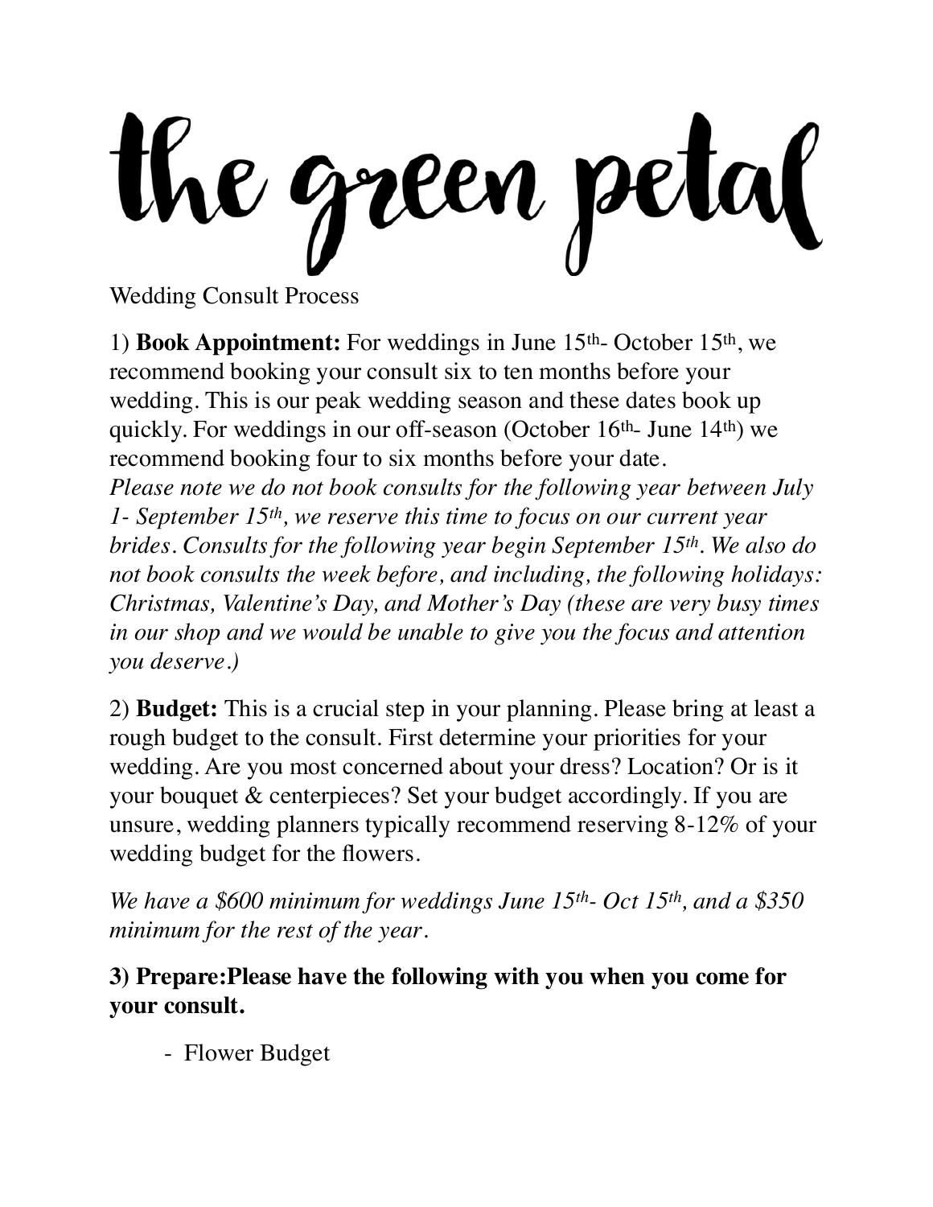# the green petal

Wedding Consult Process

1) **Book Appointment:** For weddings in June 15th- October 15th, we recommend booking your consult six to ten months before your wedding. This is our peak wedding season and these dates book up quickly. For weddings in our off-season (October 16th- June 14th) we recommend booking four to six months before your date.
*Please note we do not book consults for the following year between July 1- September 15th, we reserve this time to focus on our current year brides. Consults for the following year begin September 15th. We also do not book consults the week before, and including, the following holidays: Christmas, Valentine's Day, and Mother's Day (these are very busy times in our shop and we would be unable to give you the focus and attention you deserve.)*

2) **Budget:** This is a crucial step in your planning. Please bring at least a rough budget to the consult. First determine your priorities for your wedding. Are you most concerned about your dress? Location? Or is it your bouquet & centerpieces? Set your budget accordingly. If you are unsure, wedding planners typically recommend reserving 8-12% of your wedding budget for the flowers.

*We have a $600 minimum for weddings June 15th- Oct 15th, and a $350 minimum for the rest of the year.*

**3) Prepare:Please have the following with you when you come for your consult.**

- Flower Budget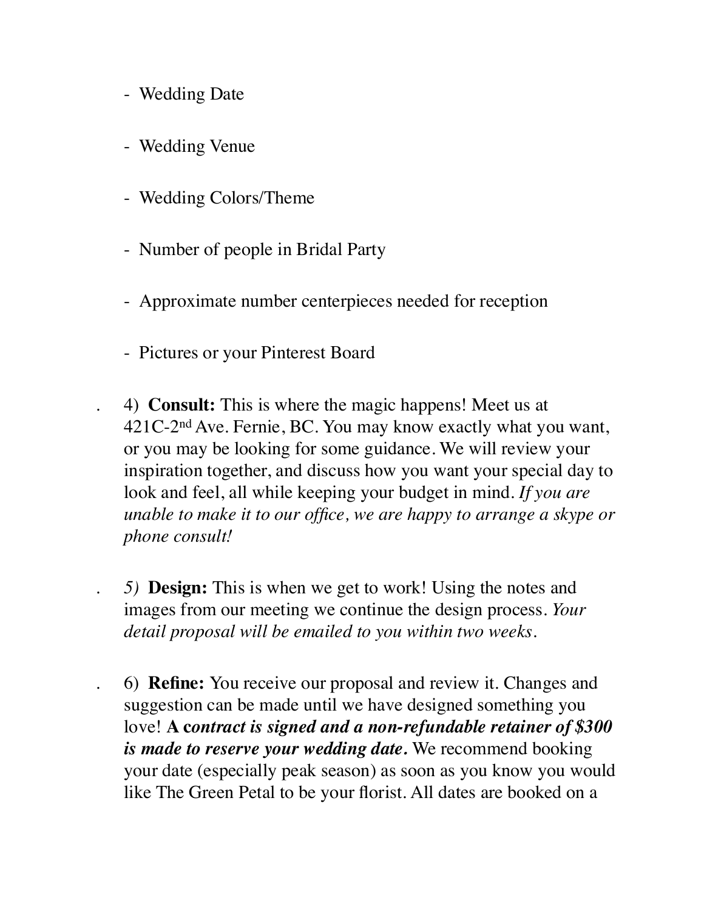- Wedding Date
- Wedding Venue
- Wedding Colors/Theme
- Number of people in Bridal Party
- Approximate number centerpieces needed for reception
- Pictures or your Pinterest Board

4) **Consult:** This is where the magic happens! Meet us at 421C-2nd Ave. Fernie, BC. You may know exactly what you want, or you may be looking for some guidance. We will review your inspiration together, and discuss how you want your special day to look and feel, all while keeping your budget in mind. *If you are unable to make it to our office, we are happy to arrange a skype or phone consult!*

*5)* **Design:** This is when we get to work! Using the notes and images from our meeting we continue the design process. *Your detail proposal will be emailed to you within two weeks.*

6) **Refine:** You receive our proposal and review it. Changes and suggestion can be made until we have designed something you love! **A c*ontract is signed and a non-refundable retainer of $300 is made to reserve your wedding date.*** We recommend booking your date (especially peak season) as soon as you know you would like The Green Petal to be your florist. All dates are booked on a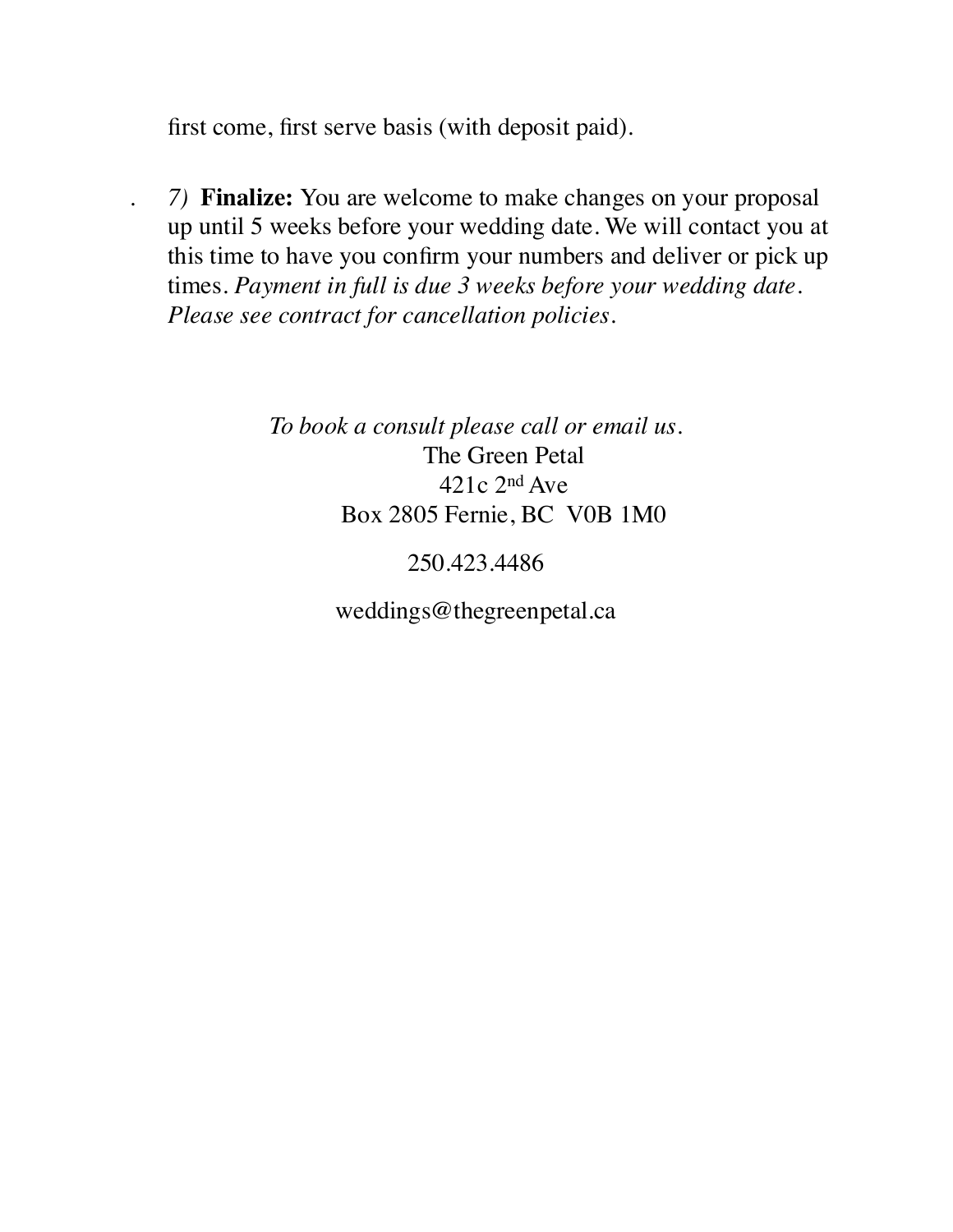first come, first serve basis (with deposit paid).

7) **Finalize:** You are welcome to make changes on your proposal up until 5 weeks before your wedding date. We will contact you at this time to have you confirm your numbers and deliver or pick up times. *Payment in full is due 3 weeks before your wedding date. Please see contract for cancellation policies.*

*To book a consult please call or email us.*

The Green Petal

421c 2nd Ave

Box 2805 Fernie, BC V0B 1M0

250.423.4486

weddings@thegreenpetal.ca